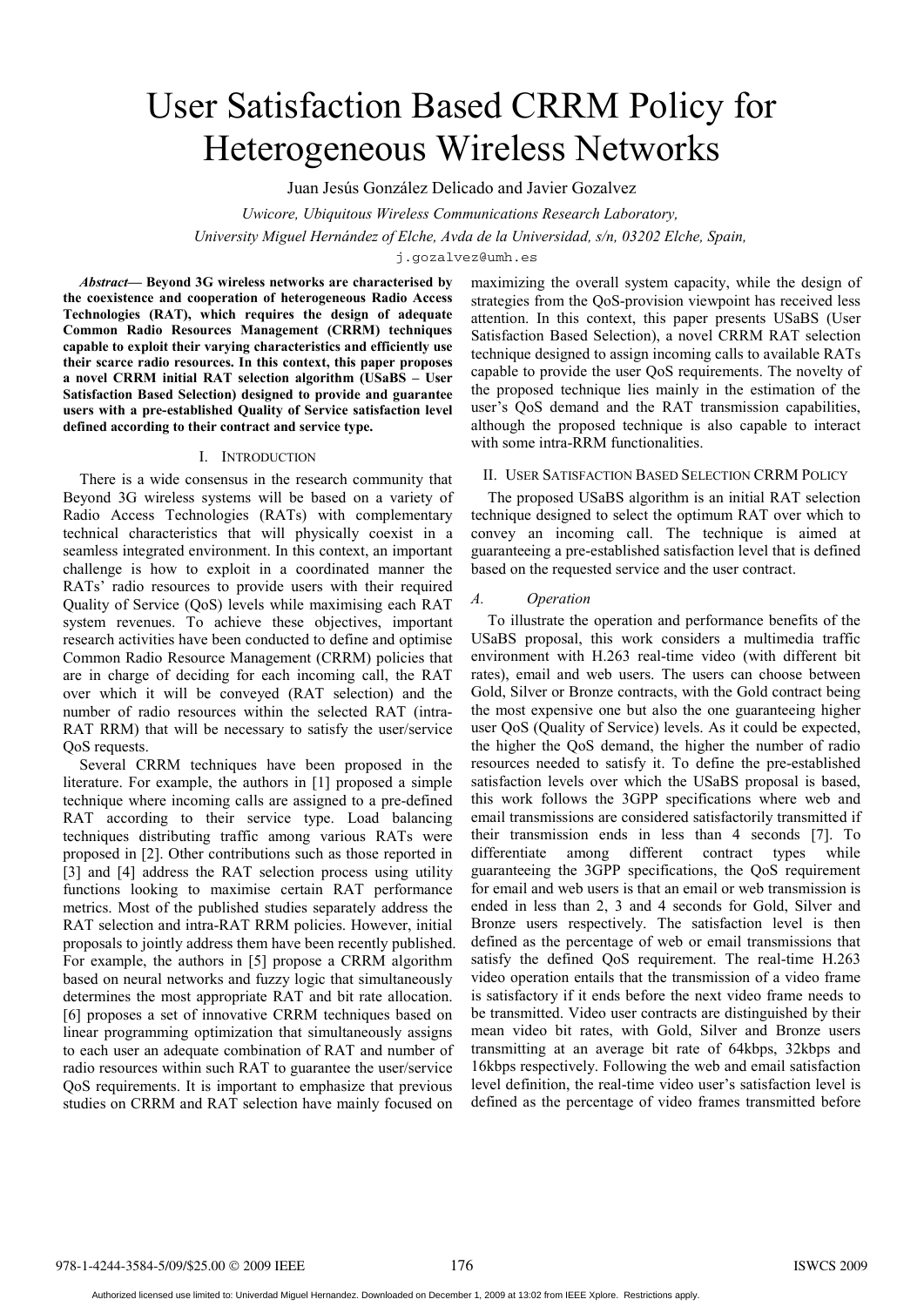# User Satisfaction Based CRRM Policy for Heterogeneous Wireless Networks

Juan Jesús González Delicado and Javier Gozalvez

*Uwicore, Ubiquitous Wireless Communications Research Laboratory,*
*University Miguel Hernández of Elche, Avda de la Universidad, s/n, 03202 Elche, Spain,*
j.gozalvez@umh.es

***Abstract*— Beyond 3G wireless networks are characterised by the coexistence and cooperation of heterogeneous Radio Access Technologies (RAT), which requires the design of adequate Common Radio Resources Management (CRRM) techniques capable to exploit their varying characteristics and efficiently use their scarce radio resources. In this context, this paper proposes a novel CRRM initial RAT selection algorithm (USaBS – User Satisfaction Based Selection) designed to provide and guarantee users with a pre-established Quality of Service satisfaction level defined according to their contract and service type.**

## I. Introduction

There is a wide consensus in the research community that Beyond 3G wireless systems will be based on a variety of Radio Access Technologies (RATs) with complementary technical characteristics that will physically coexist in a seamless integrated environment. In this context, an important challenge is how to exploit in a coordinated manner the RATs' radio resources to provide users with their required Quality of Service (QoS) levels while maximising each RAT system revenues. To achieve these objectives, important research activities have been conducted to define and optimise Common Radio Resource Management (CRRM) policies that are in charge of deciding for each incoming call, the RAT over which it will be conveyed (RAT selection) and the number of radio resources within the selected RAT (intra-RAT RRM) that will be necessary to satisfy the user/service QoS requests.

Several CRRM techniques have been proposed in the literature. For example, the authors in [1] proposed a simple technique where incoming calls are assigned to a pre-defined RAT according to their service type. Load balancing techniques distributing traffic among various RATs were proposed in [2]. Other contributions such as those reported in [3] and [4] address the RAT selection process using utility functions looking to maximise certain RAT performance metrics. Most of the published studies separately address the RAT selection and intra-RAT RRM policies. However, initial proposals to jointly address them have been recently published. For example, the authors in [5] propose a CRRM algorithm based on neural networks and fuzzy logic that simultaneously determines the most appropriate RAT and bit rate allocation. [6] proposes a set of innovative CRRM techniques based on linear programming optimization that simultaneously assigns to each user an adequate combination of RAT and number of radio resources within such RAT to guarantee the user/service QoS requirements. It is important to emphasize that previous studies on CRRM and RAT selection have mainly focused on maximizing the overall system capacity, while the design of strategies from the QoS-provision viewpoint has received less attention. In this context, this paper presents USaBS (User Satisfaction Based Selection), a novel CRRM RAT selection technique designed to assign incoming calls to available RATs capable to provide the user QoS requirements. The novelty of the proposed technique lies mainly in the estimation of the user's QoS demand and the RAT transmission capabilities, although the proposed technique is also capable to interact with some intra-RRM functionalities.

## II. User Satisfaction Based Selection CRRM Policy

The proposed USaBS algorithm is an initial RAT selection technique designed to select the optimum RAT over which to convey an incoming call. The technique is aimed at guaranteeing a pre-established satisfaction level that is defined based on the requested service and the user contract.

### *A. Operation*

To illustrate the operation and performance benefits of the USaBS proposal, this work considers a multimedia traffic environment with H.263 real-time video (with different bit rates), email and web users. The users can choose between Gold, Silver or Bronze contracts, with the Gold contract being the most expensive one but also the one guaranteeing higher user QoS (Quality of Service) levels. As it could be expected, the higher the QoS demand, the higher the number of radio resources needed to satisfy it. To define the pre-established satisfaction levels over which the USaBS proposal is based, this work follows the 3GPP specifications where web and email transmissions are considered satisfactorily transmitted if their transmission ends in less than 4 seconds [7]. To differentiate among different contract types while guaranteeing the 3GPP specifications, the QoS requirement for email and web users is that an email or web transmission is ended in less than 2, 3 and 4 seconds for Gold, Silver and Bronze users respectively. The satisfaction level is then defined as the percentage of web or email transmissions that satisfy the defined QoS requirement. The real-time H.263 video operation entails that the transmission of a video frame is satisfactory if it ends before the next video frame needs to be transmitted. Video user contracts are distinguished by their mean video bit rates, with Gold, Silver and Bronze users transmitting at an average bit rate of 64kbps, 32kbps and 16kbps respectively. Following the web and email satisfaction level definition, the real-time video user's satisfaction level is defined as the percentage of video frames transmitted before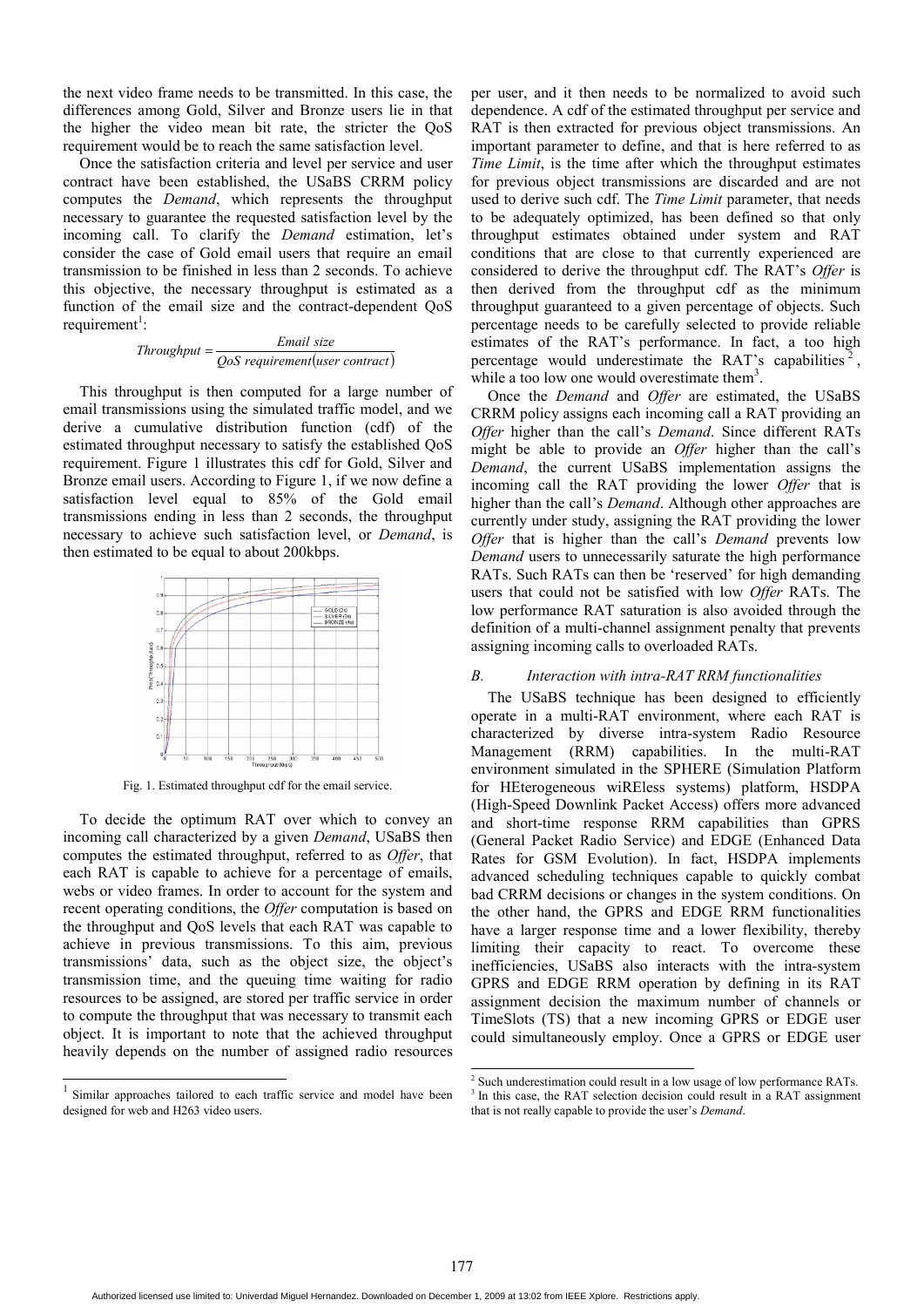the next video frame needs to be transmitted. In this case, the differences among Gold, Silver and Bronze users lie in that the higher the video mean bit rate, the stricter the QoS requirement would be to reach the same satisfaction level.

Once the satisfaction criteria and level per service and user contract have been established, the USaBS CRRM policy computes the *Demand*, which represents the throughput necessary to guarantee the requested satisfaction level by the incoming call. To clarify the *Demand* estimation, let's consider the case of Gold email users that require an email transmission to be finished in less than 2 seconds. To achieve this objective, the necessary throughput is estimated as a function of the email size and the contract-dependent QoS requirement[1]:

$$Throughput = \frac{Email\ size}{QoS\ requirement(user\ contract)}$$

This throughput is then computed for a large number of email transmissions using the simulated traffic model, and we derive a cumulative distribution function (cdf) of the estimated throughput necessary to satisfy the established QoS requirement. Figure 1 illustrates this cdf for Gold, Silver and Bronze email users. According to Figure 1, if we now define a satisfaction level equal to 85% of the Gold email transmissions ending in less than 2 seconds, the throughput necessary to achieve such satisfaction level, or *Demand*, is then estimated to be equal to about 200kbps.

Prob(Throughput<x)
Throughput (kbps)
0
0.1
0.2
0.3
0.4
0.5
0.6
0.7
0.8
0.9
1
0
50
100
150
200
250
300
350
400
450
500
GOLD (2s)
SILVER (3s)
BRONZE (4s)

Fig. 1. Estimated throughput cdf for the email service.

To decide the optimum RAT over which to convey an incoming call characterized by a given *Demand*, USaBS then computes the estimated throughput, referred to as *Offer*, that each RAT is capable to achieve for a percentage of emails, webs or video frames. In order to account for the system and recent operating conditions, the *Offer* computation is based on the throughput and QoS levels that each RAT was capable to achieve in previous transmissions. To this aim, previous transmissions' data, such as the object size, the object's transmission time, and the queuing time waiting for radio resources to be assigned, are stored per traffic service in order to compute the throughput that was necessary to transmit each object. It is important to note that the achieved throughput heavily depends on the number of assigned radio resources per user, and it then needs to be normalized to avoid such dependence. A cdf of the estimated throughput per service and RAT is then extracted for previous object transmissions. An important parameter to define, and that is here referred to as *Time Limit*, is the time after which the throughput estimates for previous object transmissions are discarded and are not used to derive such cdf. The *Time Limit* parameter, that needs to be adequately optimized, has been defined so that only throughput estimates obtained under system and RAT conditions that are close to that currently experienced are considered to derive the throughput cdf. The RAT's *Offer* is then derived from the throughput cdf as the minimum throughput guaranteed to a given percentage of objects. Such percentage needs to be carefully selected to provide reliable estimates of the RAT's performance. In fact, a too high percentage would underestimate the RAT's capabilities[2], while a too low one would overestimate them[3].

Once the *Demand* and *Offer* are estimated, the USaBS CRRM policy assigns each incoming call a RAT providing an *Offer* higher than the call's *Demand*. Since different RATs might be able to provide an *Offer* higher than the call's *Demand*, the current USaBS implementation assigns the incoming call the RAT providing the lower *Offer* that is higher than the call's *Demand*. Although other approaches are currently under study, assigning the RAT providing the lower *Offer* that is higher than the call's *Demand* prevents low *Demand* users to unnecessarily saturate the high performance RATs. Such RATs can then be 'reserved' for high demanding users that could not be satisfied with low *Offer* RATs. The low performance RAT saturation is also avoided through the definition of a multi-channel assignment penalty that prevents assigning incoming calls to overloaded RATs.

### *B. Interaction with intra-RAT RRM functionalities*

The USaBS technique has been designed to efficiently operate in a multi-RAT environment, where each RAT is characterized by diverse intra-system Radio Resource Management (RRM) capabilities. In the multi-RAT environment simulated in the SPHERE (Simulation Platform for HEterogeneous wiREless systems) platform, HSDPA (High-Speed Downlink Packet Access) offers more advanced and short-time response RRM capabilities than GPRS (General Packet Radio Service) and EDGE (Enhanced Data Rates for GSM Evolution). In fact, HSDPA implements advanced scheduling techniques capable to quickly combat bad CRRM decisions or changes in the system conditions. On the other hand, the GPRS and EDGE RRM functionalities have a larger response time and a lower flexibility, thereby limiting their capacity to react. To overcome these inefficiencies, USaBS also interacts with the intra-system GPRS and EDGE RRM operation by defining in its RAT assignment decision the maximum number of channels or TimeSlots (TS) that a new incoming GPRS or EDGE user could simultaneously employ. Once a GPRS or EDGE user

---

[1] Similar approaches tailored to each traffic service and model have been designed for web and H263 video users.

[2] Such underestimation could result in a low usage of low performance RATs.

[3] In this case, the RAT selection decision could result in a RAT assignment that is not really capable to provide the user's *Demand*.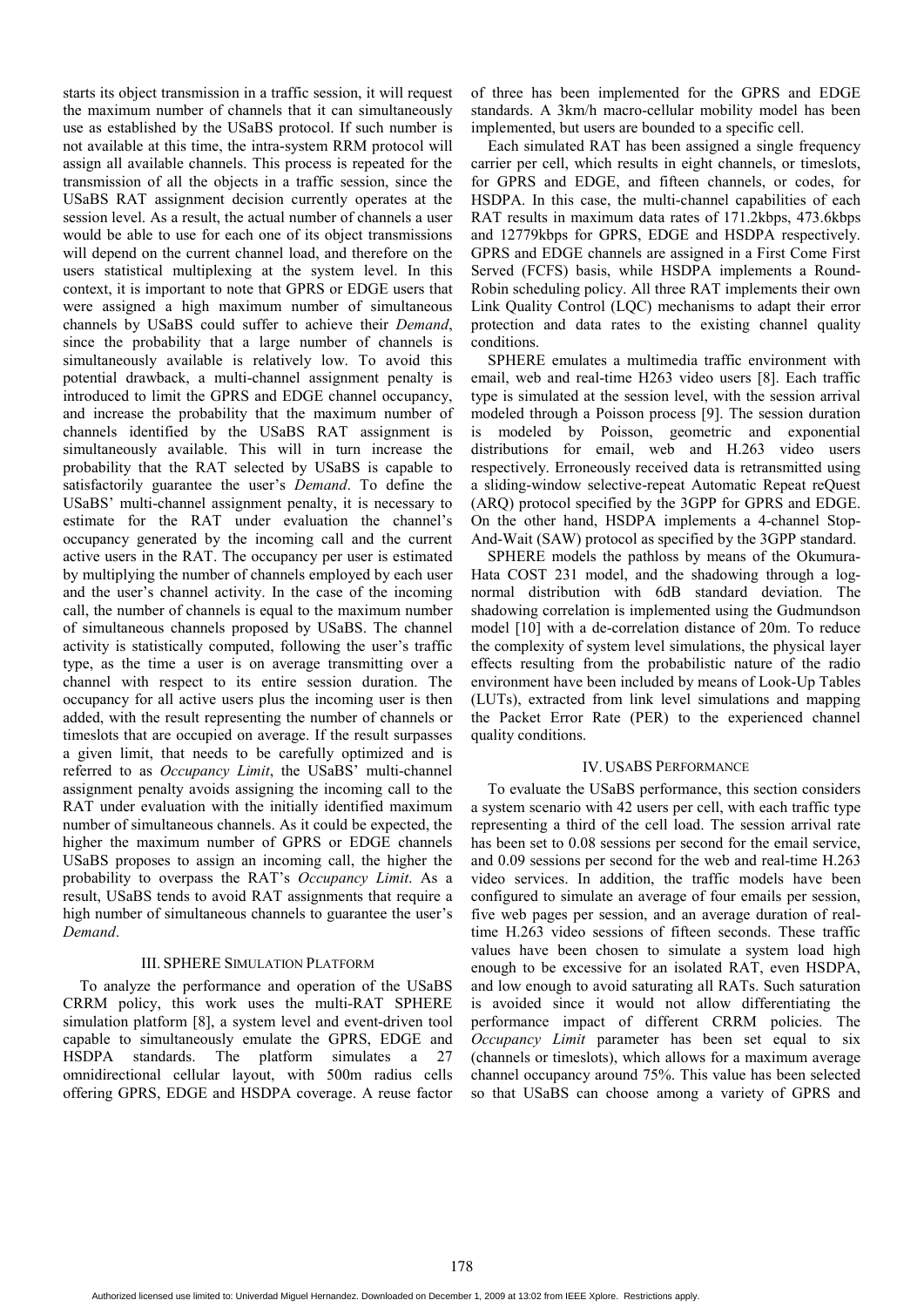starts its object transmission in a traffic session, it will request the maximum number of channels that it can simultaneously use as established by the USaBS protocol. If such number is not available at this time, the intra-system RRM protocol will assign all available channels. This process is repeated for the transmission of all the objects in a traffic session, since the USaBS RAT assignment decision currently operates at the session level. As a result, the actual number of channels a user would be able to use for each one of its object transmissions will depend on the current channel load, and therefore on the users statistical multiplexing at the system level. In this context, it is important to note that GPRS or EDGE users that were assigned a high maximum number of simultaneous channels by USaBS could suffer to achieve their *Demand*, since the probability that a large number of channels is simultaneously available is relatively low. To avoid this potential drawback, a multi-channel assignment penalty is introduced to limit the GPRS and EDGE channel occupancy, and increase the probability that the maximum number of channels identified by the USaBS RAT assignment is simultaneously available. This will in turn increase the probability that the RAT selected by USaBS is capable to satisfactorily guarantee the user's *Demand*. To define the USaBS' multi-channel assignment penalty, it is necessary to estimate for the RAT under evaluation the channel's occupancy generated by the incoming call and the current active users in the RAT. The occupancy per user is estimated by multiplying the number of channels employed by each user and the user's channel activity. In the case of the incoming call, the number of channels is equal to the maximum number of simultaneous channels proposed by USaBS. The channel activity is statistically computed, following the user's traffic type, as the time a user is on average transmitting over a channel with respect to its entire session duration. The occupancy for all active users plus the incoming user is then added, with the result representing the number of channels or timeslots that are occupied on average. If the result surpasses a given limit, that needs to be carefully optimized and is referred to as *Occupancy Limit*, the USaBS' multi-channel assignment penalty avoids assigning the incoming call to the RAT under evaluation with the initially identified maximum number of simultaneous channels. As it could be expected, the higher the maximum number of GPRS or EDGE channels USaBS proposes to assign an incoming call, the higher the probability to overpass the RAT's *Occupancy Limit*. As a result, USaBS tends to avoid RAT assignments that require a high number of simultaneous channels to guarantee the user's *Demand*.

## III. SPHERE Simulation Platform

To analyze the performance and operation of the USaBS CRRM policy, this work uses the multi-RAT SPHERE simulation platform [8], a system level and event-driven tool capable to simultaneously emulate the GPRS, EDGE and HSDPA standards. The platform simulates a 27 omnidirectional cellular layout, with 500m radius cells offering GPRS, EDGE and HSDPA coverage. A reuse factor of three has been implemented for the GPRS and EDGE standards. A 3km/h macro-cellular mobility model has been implemented, but users are bounded to a specific cell.

Each simulated RAT has been assigned a single frequency carrier per cell, which results in eight channels, or timeslots, for GPRS and EDGE, and fifteen channels, or codes, for HSDPA. In this case, the multi-channel capabilities of each RAT results in maximum data rates of 171.2kbps, 473.6kbps and 12779kbps for GPRS, EDGE and HSDPA respectively. GPRS and EDGE channels are assigned in a First Come First Served (FCFS) basis, while HSDPA implements a Round-Robin scheduling policy. All three RAT implements their own Link Quality Control (LQC) mechanisms to adapt their error protection and data rates to the existing channel quality conditions.

SPHERE emulates a multimedia traffic environment with email, web and real-time H263 video users [8]. Each traffic type is simulated at the session level, with the session arrival modeled through a Poisson process [9]. The session duration is modeled by Poisson, geometric and exponential distributions for email, web and H.263 video users respectively. Erroneously received data is retransmitted using a sliding-window selective-repeat Automatic Repeat reQuest (ARQ) protocol specified by the 3GPP for GPRS and EDGE. On the other hand, HSDPA implements a 4-channel Stop-And-Wait (SAW) protocol as specified by the 3GPP standard.

SPHERE models the pathloss by means of the Okumura-Hata COST 231 model, and the shadowing through a log-normal distribution with 6dB standard deviation. The shadowing correlation is implemented using the Gudmundson model [10] with a de-correlation distance of 20m. To reduce the complexity of system level simulations, the physical layer effects resulting from the probabilistic nature of the radio environment have been included by means of Look-Up Tables (LUTs), extracted from link level simulations and mapping the Packet Error Rate (PER) to the experienced channel quality conditions.

## IV. USaBS Performance

To evaluate the USaBS performance, this section considers a system scenario with 42 users per cell, with each traffic type representing a third of the cell load. The session arrival rate has been set to 0.08 sessions per second for the email service, and 0.09 sessions per second for the web and real-time H.263 video services. In addition, the traffic models have been configured to simulate an average of four emails per session, five web pages per session, and an average duration of real-time H.263 video sessions of fifteen seconds. These traffic values have been chosen to simulate a system load high enough to be excessive for an isolated RAT, even HSDPA, and low enough to avoid saturating all RATs. Such saturation is avoided since it would not allow differentiating the performance impact of different CRRM policies. The *Occupancy Limit* parameter has been set equal to six (channels or timeslots), which allows for a maximum average channel occupancy around 75%. This value has been selected so that USaBS can choose among a variety of GPRS and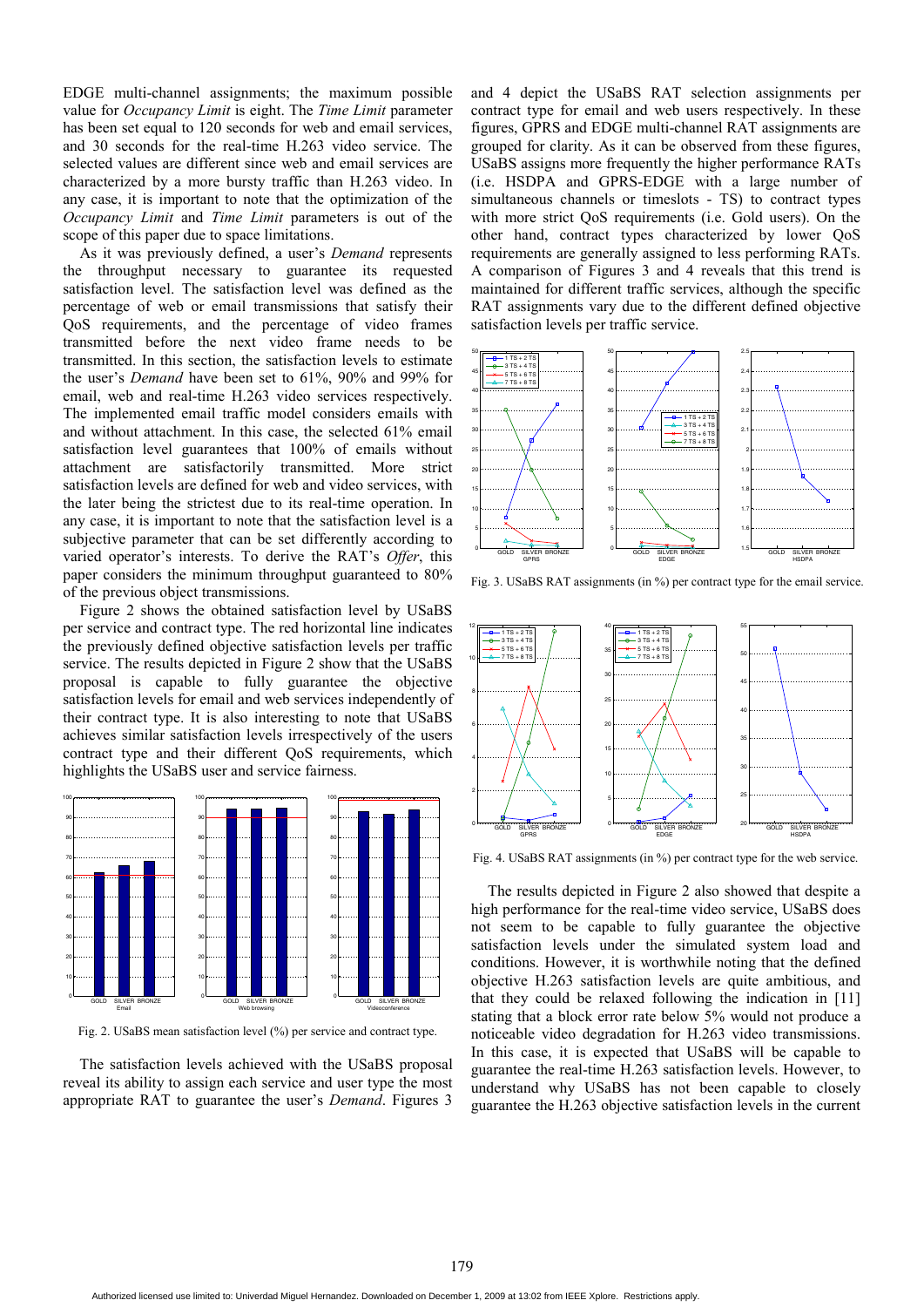EDGE multi-channel assignments; the maximum possible value for *Occupancy Limit* is eight. The *Time Limit* parameter has been set equal to 120 seconds for web and email services, and 30 seconds for the real-time H.263 video service. The selected values are different since web and email services are characterized by a more bursty traffic than H.263 video. In any case, it is important to note that the optimization of the *Occupancy Limit* and *Time Limit* parameters is out of the scope of this paper due to space limitations.

As it was previously defined, a user's *Demand* represents the throughput necessary to guarantee its requested satisfaction level. The satisfaction level was defined as the percentage of web or email transmissions that satisfy their QoS requirements, and the percentage of video frames transmitted before the next video frame needs to be transmitted. In this section, the satisfaction levels to estimate the user's *Demand* have been set to 61%, 90% and 99% for email, web and real-time H.263 video services respectively. The implemented email traffic model considers emails with and without attachment. In this case, the selected 61% email satisfaction level guarantees that 100% of emails without attachment are satisfactorily transmitted. More strict satisfaction levels are defined for web and video services, with the later being the strictest due to its real-time operation. In any case, it is important to note that the satisfaction level is a subjective parameter that can be set differently according to varied operator's interests. To derive the RAT's *Offer*, this paper considers the minimum throughput guaranteed to 80% of the previous object transmissions.

Figure 2 shows the obtained satisfaction level by USaBS per service and contract type. The red horizontal line indicates the previously defined objective satisfaction levels per traffic service. The results depicted in Figure 2 show that the USaBS proposal is capable to fully guarantee the objective satisfaction levels for email and web services independently of their contract type. It is also interesting to note that USaBS achieves similar satisfaction levels irrespectively of the users contract type and their different QoS requirements, which highlights the USaBS user and service fairness.

Fig. 2. USaBS mean satisfaction level (%) per service and contract type.

The satisfaction levels achieved with the USaBS proposal reveal its ability to assign each service and user type the most appropriate RAT to guarantee the user's *Demand*. Figures 3 and 4 depict the USaBS RAT selection assignments per contract type for email and web users respectively. In these figures, GPRS and EDGE multi-channel RAT assignments are grouped for clarity. As it can be observed from these figures, USaBS assigns more frequently the higher performance RATs (i.e. HSDPA and GPRS-EDGE with a large number of simultaneous channels or timeslots - TS) to contract types with more strict QoS requirements (i.e. Gold users). On the other hand, contract types characterized by lower QoS requirements are generally assigned to less performing RATs. A comparison of Figures 3 and 4 reveals that this trend is maintained for different traffic services, although the specific RAT assignments vary due to the different defined objective satisfaction levels per traffic service.

Fig. 3. USaBS RAT assignments (in %) per contract type for the email service.

Fig. 4. USaBS RAT assignments (in %) per contract type for the web service.

The results depicted in Figure 2 also showed that despite a high performance for the real-time video service, USaBS does not seem to be capable to fully guarantee the objective satisfaction levels under the simulated system load and conditions. However, it is worthwhile noting that the defined objective H.263 satisfaction levels are quite ambitious, and that they could be relaxed following the indication in [11] stating that a block error rate below 5% would not produce a noticeable video degradation for H.263 video transmissions. In this case, it is expected that USaBS will be capable to guarantee the real-time H.263 satisfaction levels. However, to understand why USaBS has not been capable to closely guarantee the H.263 objective satisfaction levels in the current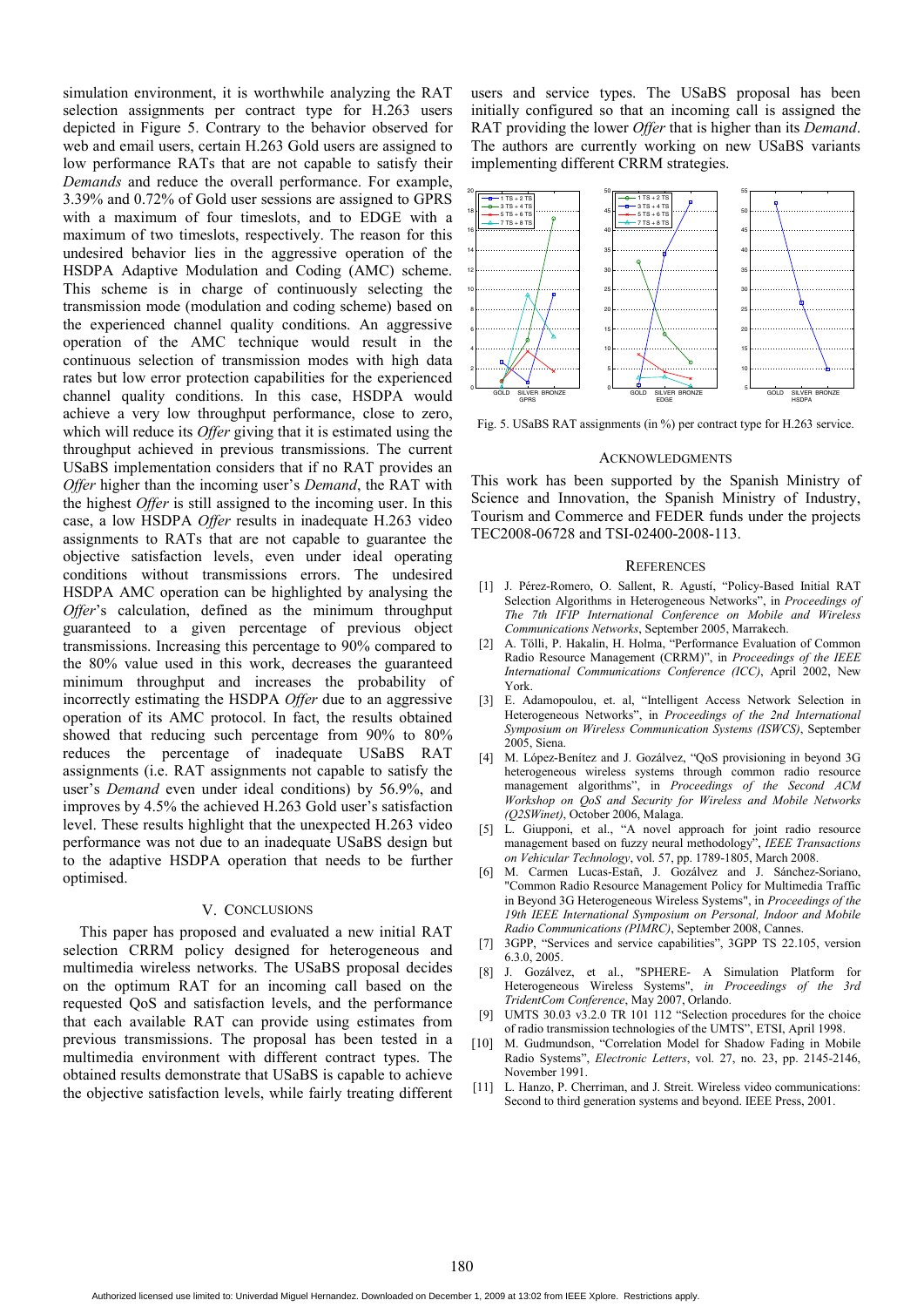simulation environment, it is worthwhile analyzing the RAT selection assignments per contract type for H.263 users depicted in Figure 5. Contrary to the behavior observed for web and email users, certain H.263 Gold users are assigned to low performance RATs that are not capable to satisfy their *Demands* and reduce the overall performance. For example, 3.39% and 0.72% of Gold user sessions are assigned to GPRS with a maximum of four timeslots, and to EDGE with a maximum of two timeslots, respectively. The reason for this undesired behavior lies in the aggressive operation of the HSDPA Adaptive Modulation and Coding (AMC) scheme. This scheme is in charge of continuously selecting the transmission mode (modulation and coding scheme) based on the experienced channel quality conditions. An aggressive operation of the AMC technique would result in the continuous selection of transmission modes with high data rates but low error protection capabilities for the experienced channel quality conditions. In this case, HSDPA would achieve a very low throughput performance, close to zero, which will reduce its *Offer* giving that it is estimated using the throughput achieved in previous transmissions. The current USaBS implementation considers that if no RAT provides an *Offer* higher than the incoming user's *Demand*, the RAT with the highest *Offer* is still assigned to the incoming user. In this case, a low HSDPA *Offer* results in inadequate H.263 video assignments to RATs that are not capable to guarantee the objective satisfaction levels, even under ideal operating conditions without transmissions errors. The undesired HSDPA AMC operation can be highlighted by analysing the *Offer*'s calculation, defined as the minimum throughput guaranteed to a given percentage of previous object transmissions. Increasing this percentage to 90% compared to the 80% value used in this work, decreases the guaranteed minimum throughput and increases the probability of incorrectly estimating the HSDPA *Offer* due to an aggressive operation of its AMC protocol. In fact, the results obtained showed that reducing such percentage from 90% to 80% reduces the percentage of inadequate USaBS RAT assignments (i.e. RAT assignments not capable to satisfy the user's *Demand* even under ideal conditions) by 56.9%, and improves by 4.5% the achieved H.263 Gold user's satisfaction level. These results highlight that the unexpected H.263 video performance was not due to an inadequate USaBS design but to the adaptive HSDPA operation that needs to be further optimised.

## V. Conclusions

This paper has proposed and evaluated a new initial RAT selection CRRM policy designed for heterogeneous and multimedia wireless networks. The USaBS proposal decides on the optimum RAT for an incoming call based on the requested QoS and satisfaction levels, and the performance that each available RAT can provide using estimates from previous transmissions. The proposal has been tested in a multimedia environment with different contract types. The obtained results demonstrate that USaBS is capable to achieve the objective satisfaction levels, while fairly treating different users and service types. The USaBS proposal has been initially configured so that an incoming call is assigned the RAT providing the lower *Offer* that is higher than its *Demand*. The authors are currently working on new USaBS variants implementing different CRRM strategies.

GPRS: 1 TS + 2 TS, 3 TS + 4 TS, 5 TS + 6 TS, 7 TS + 8 TS; GOLD SILVER BRONZE; 0 2 4 6 8 10 12 14 16 18 20

EDGE: 1 TS + 2 TS, 3 TS + 4 TS, 5 TS + 6 TS, 7 TS + 8 TS; GOLD SILVER BRONZE; 0 5 10 15 20 25 30 35 40 45 50

HSDPA: GOLD SILVER BRONZE; 5 10 15 20 25 30 35 40 45 50 55

Fig. 5. USaBS RAT assignments (in %) per contract type for H.263 service.

## Acknowledgments

This work has been supported by the Spanish Ministry of Science and Innovation, the Spanish Ministry of Industry, Tourism and Commerce and FEDER funds under the projects TEC2008-06728 and TSI-02400-2008-113.

## References

[1] J. Pérez-Romero, O. Sallent, R. Agustí, "Policy-Based Initial RAT Selection Algorithms in Heterogeneous Networks", in *Proceedings of The 7th IFIP International Conference on Mobile and Wireless Communications Networks*, September 2005, Marrakech.

[2] A. Tölli, P. Hakalin, H. Holma, "Performance Evaluation of Common Radio Resource Management (CRRM)", in *Proceedings of the IEEE International Communications Conference (ICC)*, April 2002, New York.

[3] E. Adamopoulou, et. al, "Intelligent Access Network Selection in Heterogeneous Networks", in *Proceedings of the 2nd International Symposium on Wireless Communication Systems (ISWCS)*, September 2005, Siena.

[4] M. López-Benítez and J. Gozálvez, "QoS provisioning in beyond 3G heterogeneous wireless systems through common radio resource management algorithms", in *Proceedings of the Second ACM Workshop on QoS and Security for Wireless and Mobile Networks (Q2SWinet)*, October 2006, Malaga.

[5] L. Giupponi, et al., "A novel approach for joint radio resource management based on fuzzy neural methodology", *IEEE Transactions on Vehicular Technology*, vol. 57, pp. 1789-1805, March 2008.

[6] M. Carmen Lucas-Estañ, J. Gozálvez and J. Sánchez-Soriano, "Common Radio Resource Management Policy for Multimedia Traffic in Beyond 3G Heterogeneous Wireless Systems", in *Proceedings of the 19th IEEE International Symposium on Personal, Indoor and Mobile Radio Communications (PIMRC)*, September 2008, Cannes.

[7] 3GPP, "Services and service capabilities", 3GPP TS 22.105, version 6.3.0, 2005.

[8] J. Gozálvez, et al., "SPHERE- A Simulation Platform for Heterogeneous Wireless Systems", *in Proceedings of the 3rd TridentCom Conference*, May 2007, Orlando.

[9] UMTS 30.03 v3.2.0 TR 101 112 "Selection procedures for the choice of radio transmission technologies of the UMTS", ETSI, April 1998.

[10] M. Gudmundson, "Correlation Model for Shadow Fading in Mobile Radio Systems", *Electronic Letters*, vol. 27, no. 23, pp. 2145-2146, November 1991.

[11] L. Hanzo, P. Cherriman, and J. Streit. Wireless video communications: Second to third generation systems and beyond. IEEE Press, 2001.